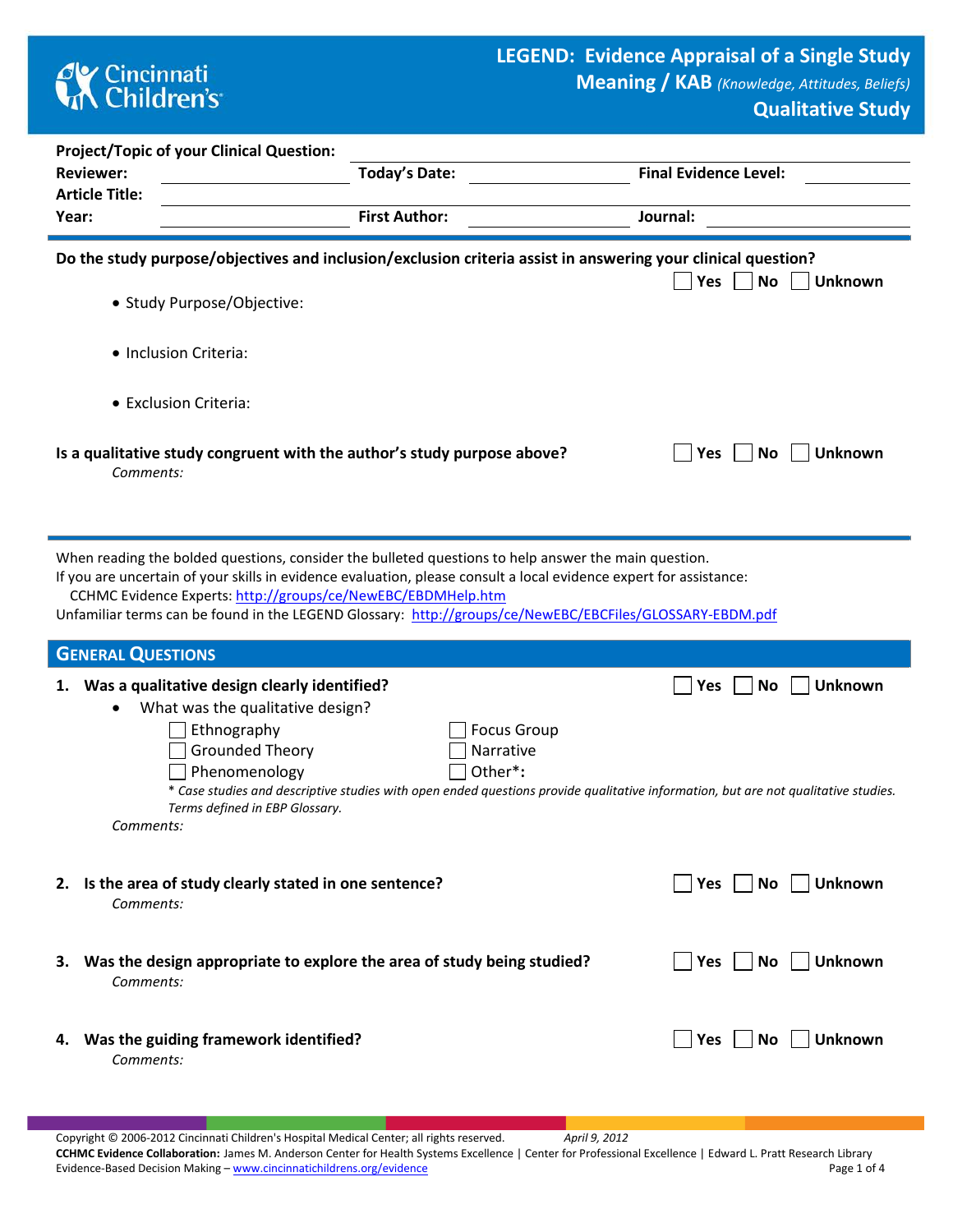# LEGEND: Evidence Appraisal of a Single Study

## Meaning / KAB *(Knowledge, Attitudes, Beliefs)*

## Qualitative Study

**Project/Topic of your Clinical Question:** ____________________

**Reviewer:** ____________ **Today's Date:** ____________ **Final Evidence Level:** ____________

**Article Title:** ____________________

**Year:** ____________ **First Author:** ____________ **Journal:** ____________

---

**Do the study purpose/objectives and inclusion/exclusion criteria assist in answering your clinical question?** ☐ Yes ☐ No ☐ Unknown

- Study Purpose/Objective:
- Inclusion Criteria:
- Exclusion Criteria:

**Is a qualitative study congruent with the author's study purpose above?** ☐ Yes ☐ No ☐ Unknown

*Comments:*

---

When reading the bolded questions, consider the bulleted questions to help answer the main question.
If you are uncertain of your skills in evidence evaluation, please consult a local evidence expert for assistance:
CCHMC Evidence Experts: http://groups/ce/NewEBC/EBDMHelp.htm
Unfamiliar terms can be found in the LEGEND Glossary: http://groups/ce/NewEBC/EBCFiles/GLOSSARY-EBDM.pdf

## General Questions

1. **Was a qualitative design clearly identified?** ☐ Yes ☐ No ☐ Unknown
   - What was the qualitative design?
     - ☐ Ethnography
     - ☐ Grounded Theory
     - ☐ Phenomenology
     - ☐ Focus Group
     - ☐ Narrative
     - ☐ Other*:

   *\* Case studies and descriptive studies with open ended questions provide qualitative information, but are not qualitative studies. Terms defined in EBP Glossary.*

   *Comments:*

2. **Is the area of study clearly stated in one sentence?** ☐ Yes ☐ No ☐ Unknown

   *Comments:*

3. **Was the design appropriate to explore the area of study being studied?** ☐ Yes ☐ No ☐ Unknown

   *Comments:*

4. **Was the guiding framework identified?** ☐ Yes ☐ No ☐ Unknown

   *Comments:*

Copyright © 2006-2012 Cincinnati Children's Hospital Medical Center; all rights reserved. *April 9, 2012*
**CCHMC Evidence Collaboration:** James M. Anderson Center for Health Systems Excellence | Center for Professional Excellence | Edward L. Pratt Research Library
Evidence-Based Decision Making – www.cincinnatichildrens.org/evidence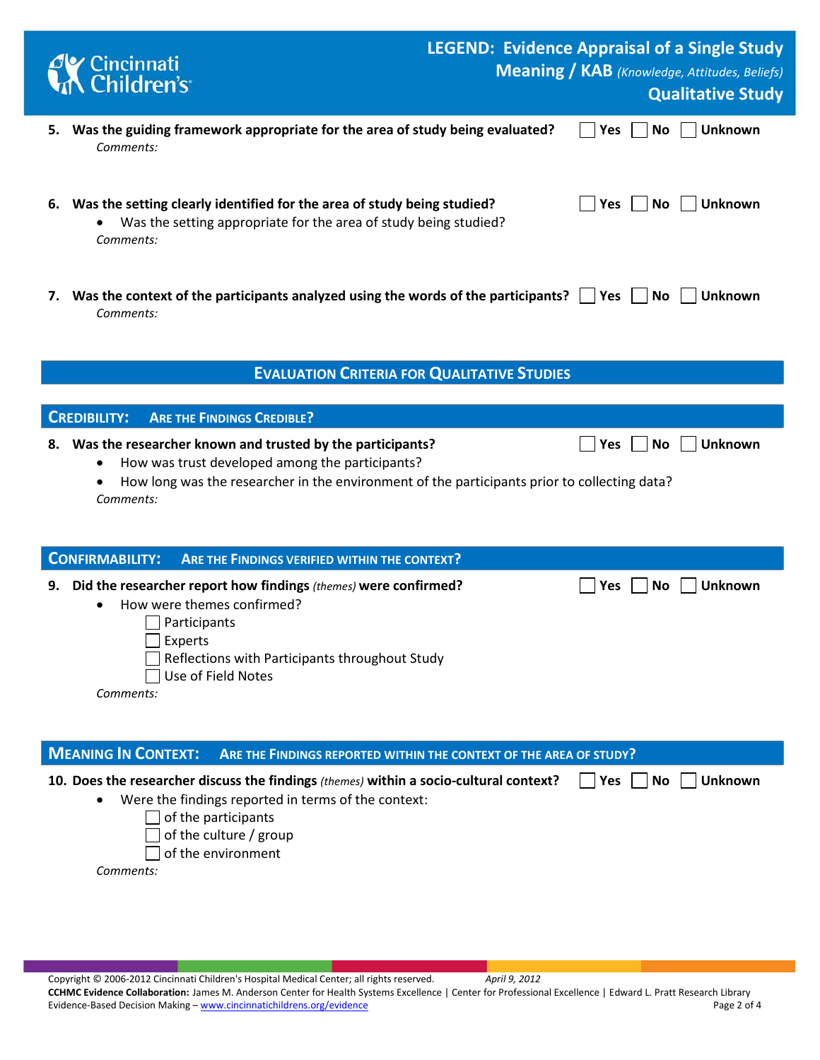**5. Was the guiding framework appropriate for the area of study being evaluated?** ☐ Yes ☐ No ☐ Unknown

*Comments:*

**6. Was the setting clearly identified for the area of study being studied?** ☐ Yes ☐ No ☐ Unknown

- Was the setting appropriate for the area of study being studied?

*Comments:*

**7. Was the context of the participants analyzed using the words of the participants?** ☐ Yes ☐ No ☐ Unknown

*Comments:*

## Evaluation Criteria for Qualitative Studies

### Credibility: Are the Findings Credible?

**8. Was the researcher known and trusted by the participants?** ☐ Yes ☐ No ☐ Unknown

- How was trust developed among the participants?
- How long was the researcher in the environment of the participants prior to collecting data?

*Comments:*

### Confirmability: Are the Findings Verified Within the Context?

**9. Did the researcher report how findings** *(themes)* **were confirmed?** ☐ Yes ☐ No ☐ Unknown

- How were themes confirmed?
  - ☐ Participants
  - ☐ Experts
  - ☐ Reflections with Participants throughout Study
  - ☐ Use of Field Notes

*Comments:*

### Meaning In Context: Are the Findings Reported Within the Context of the Area of Study?

**10. Does the researcher discuss the findings** *(themes)* **within a socio-cultural context?** ☐ Yes ☐ No ☐ Unknown

- Were the findings reported in terms of the context:
  - ☐ of the participants
  - ☐ of the culture / group
  - ☐ of the environment

*Comments:*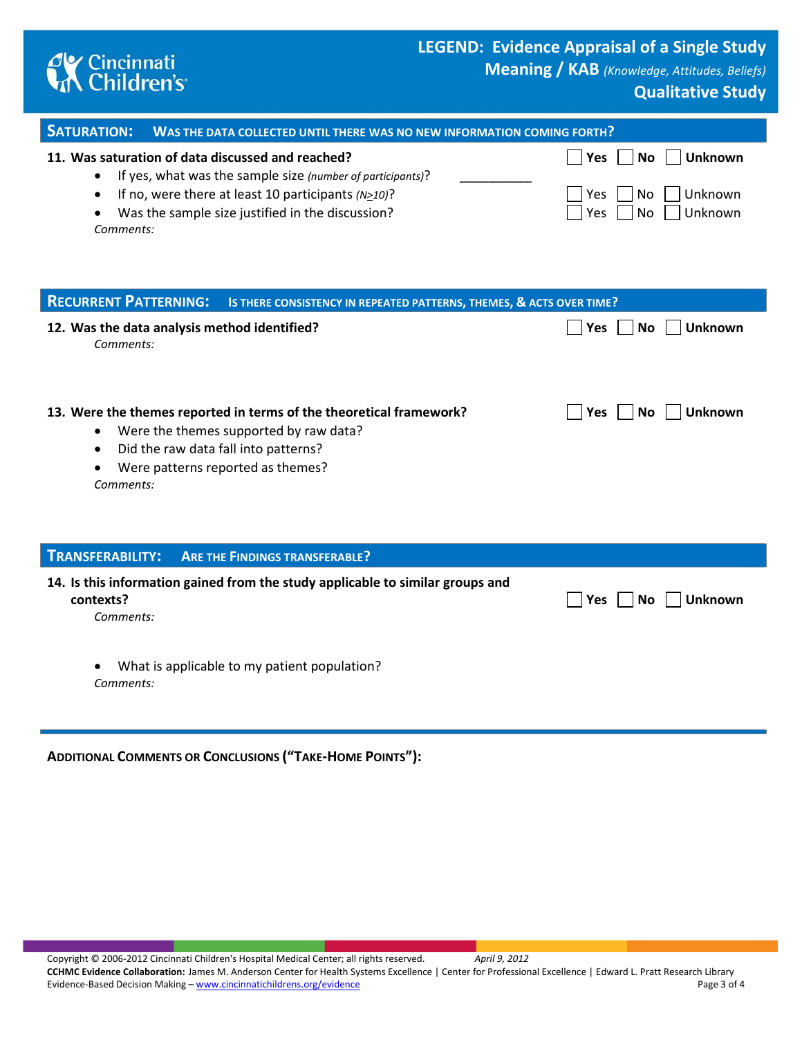## Saturation: Was the data collected until there was no new information coming forth?

**11. Was saturation of data discussed and reached?** ☐ Yes ☐ No ☐ Unknown

- If yes, what was the sample size *(number of participants)*? __________
- If no, were there at least 10 participants *(N≥10)*? ☐ Yes ☐ No ☐ Unknown
- Was the sample size justified in the discussion? ☐ Yes ☐ No ☐ Unknown

*Comments:*

## Recurrent Patterning: Is there consistency in repeated patterns, themes, & acts over time?

**12. Was the data analysis method identified?** ☐ Yes ☐ No ☐ Unknown

*Comments:*

**13. Were the themes reported in terms of the theoretical framework?** ☐ Yes ☐ No ☐ Unknown

- Were the themes supported by raw data?
- Did the raw data fall into patterns?
- Were patterns reported as themes?

*Comments:*

## Transferability: Are the findings transferable?

**14. Is this information gained from the study applicable to similar groups and contexts?** ☐ Yes ☐ No ☐ Unknown

*Comments:*

- What is applicable to my patient population?

*Comments:*

**Additional Comments or Conclusions ("Take-Home Points"):**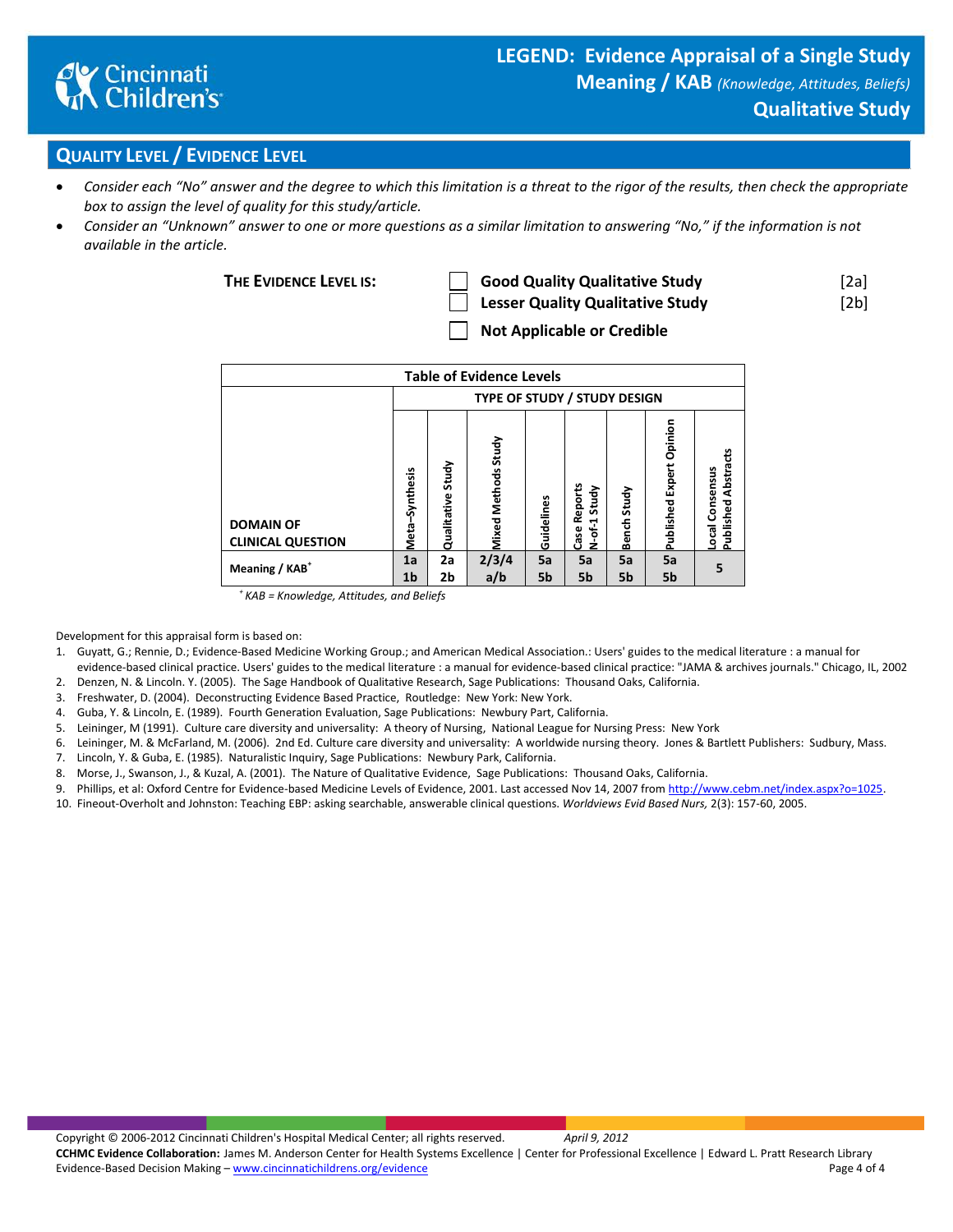# LEGEND: Evidence Appraisal of a Single Study

## Meaning / KAB *(Knowledge, Attitudes, Beliefs)*

## Qualitative Study

## QUALITY LEVEL / EVIDENCE LEVEL

- *Consider each "No" answer and the degree to which this limitation is a threat to the rigor of the results, then check the appropriate box to assign the level of quality for this study/article.*
- *Consider an "Unknown" answer to one or more questions as a similar limitation to answering "No," if the information is not available in the article.*

**THE EVIDENCE LEVEL IS:**

- ☐ **Good Quality Qualitative Study** [2a]
- ☐ **Lesser Quality Qualitative Study** [2b]
- ☐ **Not Applicable or Credible**

**Table of Evidence Levels**

| DOMAIN OF CLINICAL QUESTION | TYPE OF STUDY / STUDY DESIGN | | | | | | | |
|---|---|---|---|---|---|---|---|---|
| | **Meta–Synthesis** | **Qualitative Study** | **Mixed Methods Study** | **Guidelines** | **Case Reports N-of-1 Study** | **Bench Study** | **Published Expert Opinion** | **Local Consensus Published Abstracts** |
| **Meaning / KAB**[+] | **1a 1b** | **2a 2b** | **2/3/4 a/b** | **5a 5b** | **5a 5b** | **5a 5b** | **5a 5b** | **5** |

[+] *KAB = Knowledge, Attitudes, and Beliefs*

Development for this appraisal form is based on:

1. Guyatt, G.; Rennie, D.; Evidence-Based Medicine Working Group.; and American Medical Association.: Users' guides to the medical literature : a manual for evidence-based clinical practice. Users' guides to the medical literature : a manual for evidence-based clinical practice: "JAMA & archives journals." Chicago, IL, 2002
2. Denzen, N. & Lincoln. Y. (2005). The Sage Handbook of Qualitative Research, Sage Publications: Thousand Oaks, California.
3. Freshwater, D. (2004). Deconstructing Evidence Based Practice, Routledge: New York: New York.
4. Guba, Y. & Lincoln, E. (1989). Fourth Generation Evaluation, Sage Publications: Newbury Part, California.
5. Leininger, M (1991). Culture care diversity and universality: A theory of Nursing, National League for Nursing Press: New York
6. Leininger, M. & McFarland, M. (2006). 2nd Ed. Culture care diversity and universality: A worldwide nursing theory. Jones & Bartlett Publishers: Sudbury, Mass.
7. Lincoln, Y. & Guba, E. (1985). Naturalistic Inquiry, Sage Publications: Newbury Park, California.
8. Morse, J., Swanson, J., & Kuzal, A. (2001). The Nature of Qualitative Evidence, Sage Publications: Thousand Oaks, California.
9. Phillips, et al: Oxford Centre for Evidence-based Medicine Levels of Evidence, 2001. Last accessed Nov 14, 2007 from http://www.cebm.net/index.aspx?o=1025.
10. Fineout-Overholt and Johnston: Teaching EBP: asking searchable, answerable clinical questions. *Worldviews Evid Based Nurs,* 2(3): 157-60, 2005.

Copyright © 2006-2012 Cincinnati Children's Hospital Medical Center; all rights reserved. *April 9, 2012*

**CCHMC Evidence Collaboration:** James M. Anderson Center for Health Systems Excellence | Center for Professional Excellence | Edward L. Pratt Research Library

Evidence-Based Decision Making – www.cincinnatichildrens.org/evidence